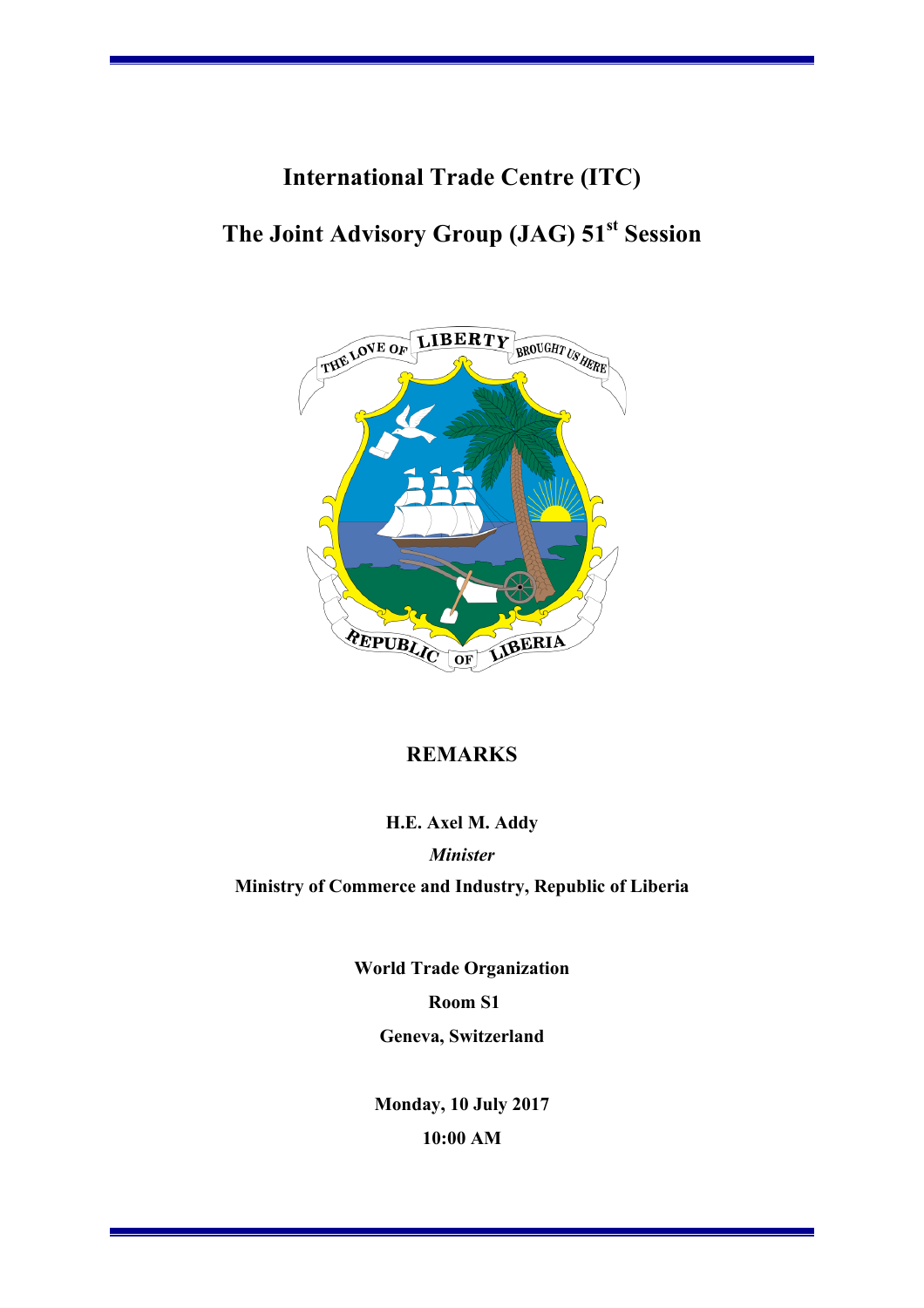# International Trade Centre (ITC)

# The Joint Advisory Group (JAG) 51st Session

## REMARKS

**H.E. Axel M. Addy**

***Minister***

**Ministry of Commerce and Industry, Republic of Liberia**

**World Trade Organization**

**Room S1**

**Geneva, Switzerland**

**Monday, 10 July 2017**

**10:00 AM**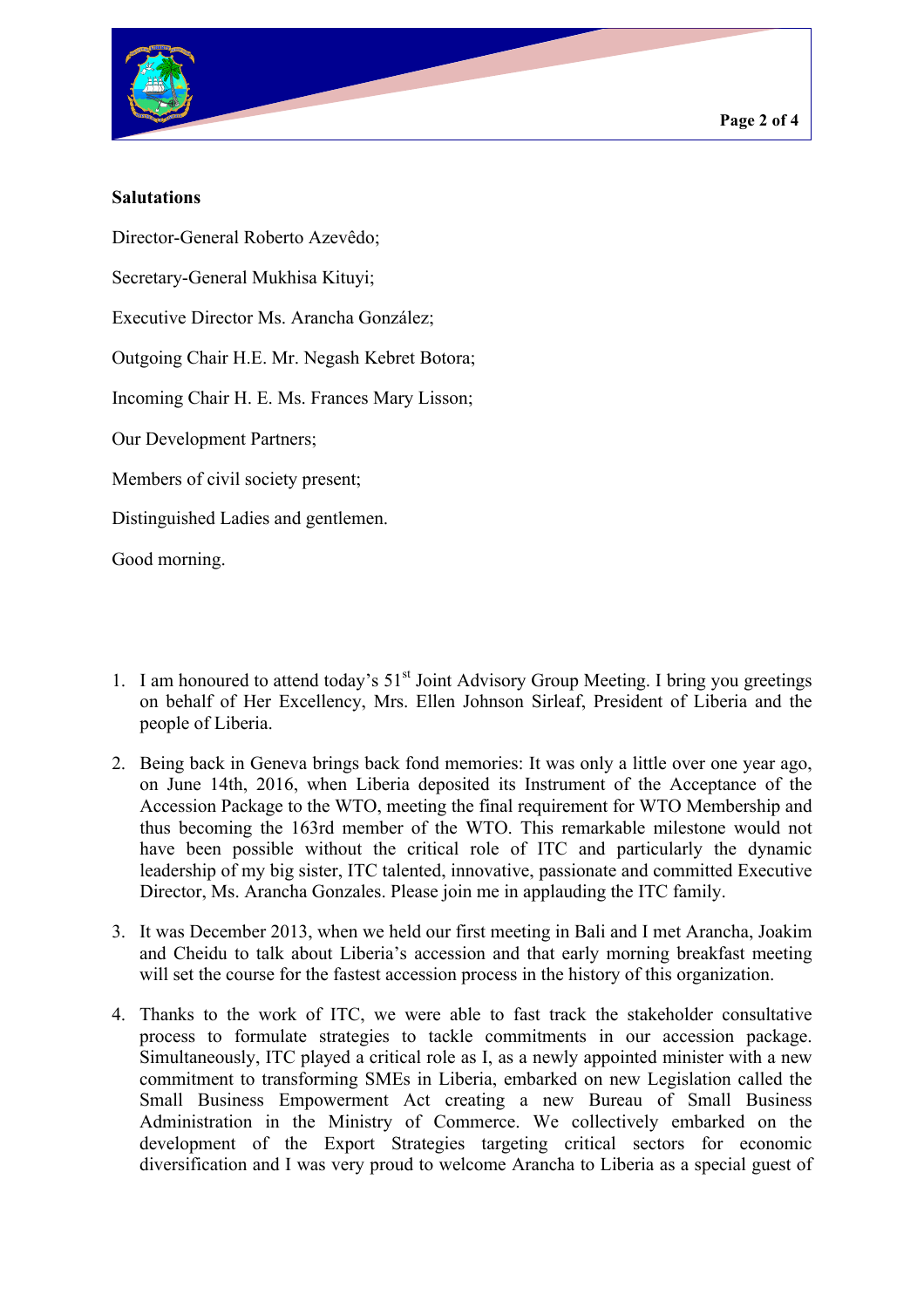**Salutations**

Director-General Roberto Azevêdo;

Secretary-General Mukhisa Kituyi;

Executive Director Ms. Arancha González;

Outgoing Chair H.E. Mr. Negash Kebret Botora;

Incoming Chair H. E. Ms. Frances Mary Lisson;

Our Development Partners;

Members of civil society present;

Distinguished Ladies and gentlemen.

Good morning.

1. I am honoured to attend today's 51st Joint Advisory Group Meeting. I bring you greetings on behalf of Her Excellency, Mrs. Ellen Johnson Sirleaf, President of Liberia and the people of Liberia.

2. Being back in Geneva brings back fond memories: It was only a little over one year ago, on June 14th, 2016, when Liberia deposited its Instrument of the Acceptance of the Accession Package to the WTO, meeting the final requirement for WTO Membership and thus becoming the 163rd member of the WTO. This remarkable milestone would not have been possible without the critical role of ITC and particularly the dynamic leadership of my big sister, ITC talented, innovative, passionate and committed Executive Director, Ms. Arancha Gonzales. Please join me in applauding the ITC family.

3. It was December 2013, when we held our first meeting in Bali and I met Arancha, Joakim and Cheidu to talk about Liberia's accession and that early morning breakfast meeting will set the course for the fastest accession process in the history of this organization.

4. Thanks to the work of ITC, we were able to fast track the stakeholder consultative process to formulate strategies to tackle commitments in our accession package. Simultaneously, ITC played a critical role as I, as a newly appointed minister with a new commitment to transforming SMEs in Liberia, embarked on new Legislation called the Small Business Empowerment Act creating a new Bureau of Small Business Administration in the Ministry of Commerce. We collectively embarked on the development of the Export Strategies targeting critical sectors for economic diversification and I was very proud to welcome Arancha to Liberia as a special guest of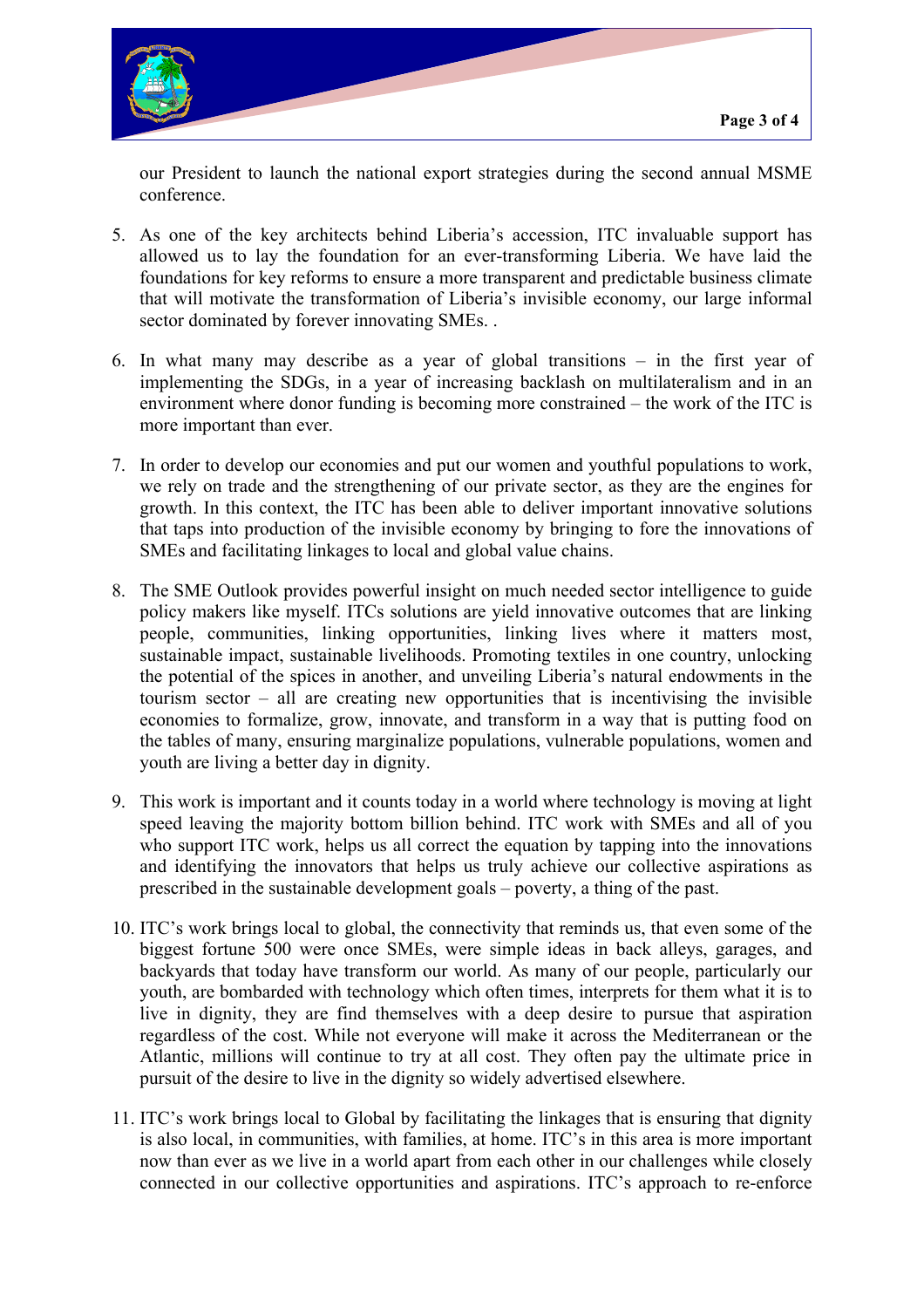our President to launch the national export strategies during the second annual MSME conference.

5. As one of the key architects behind Liberia's accession, ITC invaluable support has allowed us to lay the foundation for an ever-transforming Liberia. We have laid the foundations for key reforms to ensure a more transparent and predictable business climate that will motivate the transformation of Liberia's invisible economy, our large informal sector dominated by forever innovating SMEs. .

6. In what many may describe as a year of global transitions – in the first year of implementing the SDGs, in a year of increasing backlash on multilateralism and in an environment where donor funding is becoming more constrained – the work of the ITC is more important than ever.

7. In order to develop our economies and put our women and youthful populations to work, we rely on trade and the strengthening of our private sector, as they are the engines for growth. In this context, the ITC has been able to deliver important innovative solutions that taps into production of the invisible economy by bringing to fore the innovations of SMEs and facilitating linkages to local and global value chains.

8. The SME Outlook provides powerful insight on much needed sector intelligence to guide policy makers like myself. ITCs solutions are yield innovative outcomes that are linking people, communities, linking opportunities, linking lives where it matters most, sustainable impact, sustainable livelihoods. Promoting textiles in one country, unlocking the potential of the spices in another, and unveiling Liberia's natural endowments in the tourism sector – all are creating new opportunities that is incentivising the invisible economies to formalize, grow, innovate, and transform in a way that is putting food on the tables of many, ensuring marginalize populations, vulnerable populations, women and youth are living a better day in dignity.

9. This work is important and it counts today in a world where technology is moving at light speed leaving the majority bottom billion behind. ITC work with SMEs and all of you who support ITC work, helps us all correct the equation by tapping into the innovations and identifying the innovators that helps us truly achieve our collective aspirations as prescribed in the sustainable development goals – poverty, a thing of the past.

10. ITC's work brings local to global, the connectivity that reminds us, that even some of the biggest fortune 500 were once SMEs, were simple ideas in back alleys, garages, and backyards that today have transform our world. As many of our people, particularly our youth, are bombarded with technology which often times, interprets for them what it is to live in dignity, they are find themselves with a deep desire to pursue that aspiration regardless of the cost. While not everyone will make it across the Mediterranean or the Atlantic, millions will continue to try at all cost. They often pay the ultimate price in pursuit of the desire to live in the dignity so widely advertised elsewhere.

11. ITC's work brings local to Global by facilitating the linkages that is ensuring that dignity is also local, in communities, with families, at home. ITC's in this area is more important now than ever as we live in a world apart from each other in our challenges while closely connected in our collective opportunities and aspirations. ITC's approach to re-enforce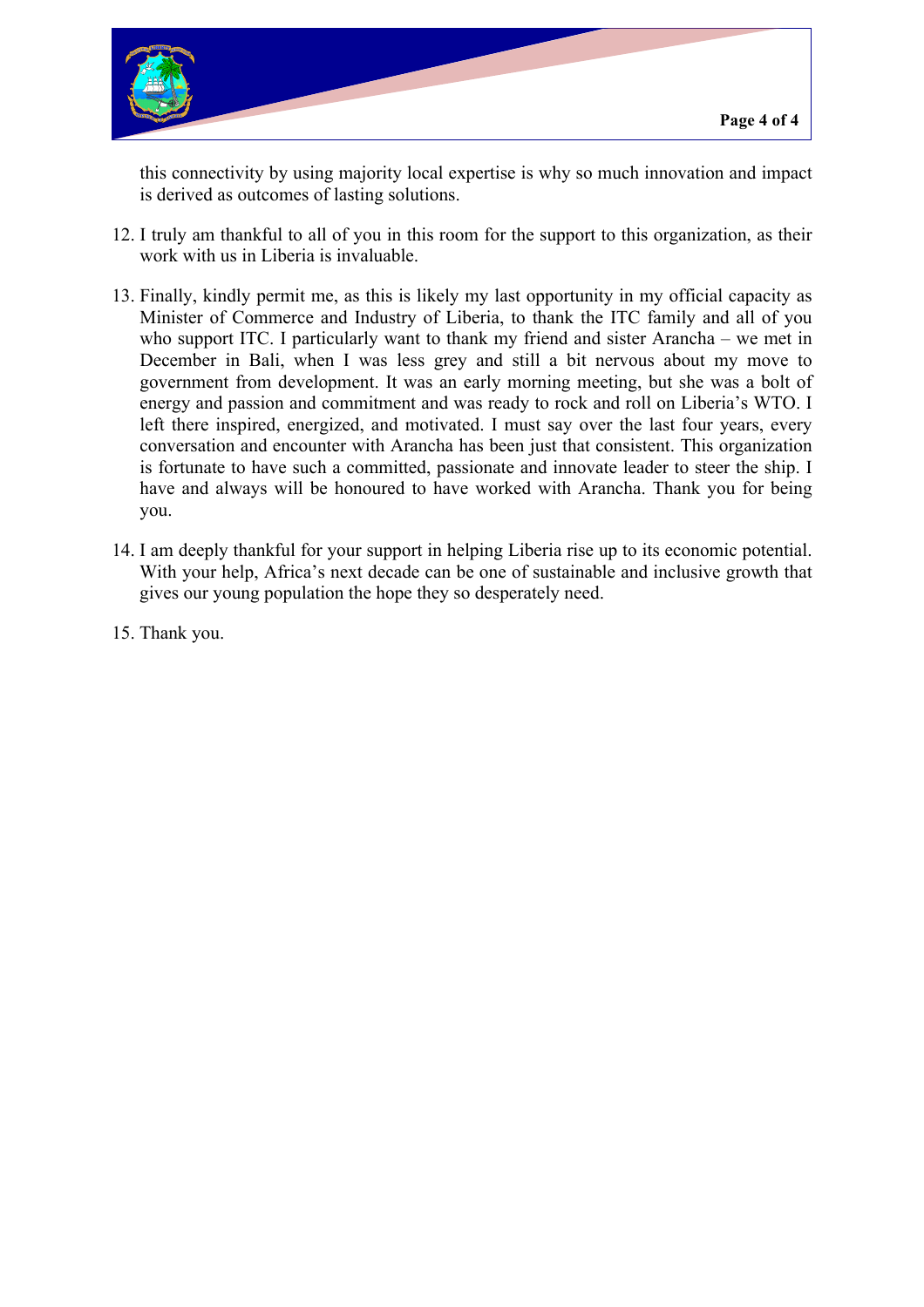this connectivity by using majority local expertise is why so much innovation and impact is derived as outcomes of lasting solutions.

12. I truly am thankful to all of you in this room for the support to this organization, as their work with us in Liberia is invaluable.

13. Finally, kindly permit me, as this is likely my last opportunity in my official capacity as Minister of Commerce and Industry of Liberia, to thank the ITC family and all of you who support ITC. I particularly want to thank my friend and sister Arancha – we met in December in Bali, when I was less grey and still a bit nervous about my move to government from development. It was an early morning meeting, but she was a bolt of energy and passion and commitment and was ready to rock and roll on Liberia's WTO. I left there inspired, energized, and motivated. I must say over the last four years, every conversation and encounter with Arancha has been just that consistent. This organization is fortunate to have such a committed, passionate and innovate leader to steer the ship. I have and always will be honoured to have worked with Arancha. Thank you for being you.

14. I am deeply thankful for your support in helping Liberia rise up to its economic potential. With your help, Africa's next decade can be one of sustainable and inclusive growth that gives our young population the hope they so desperately need.

15. Thank you.